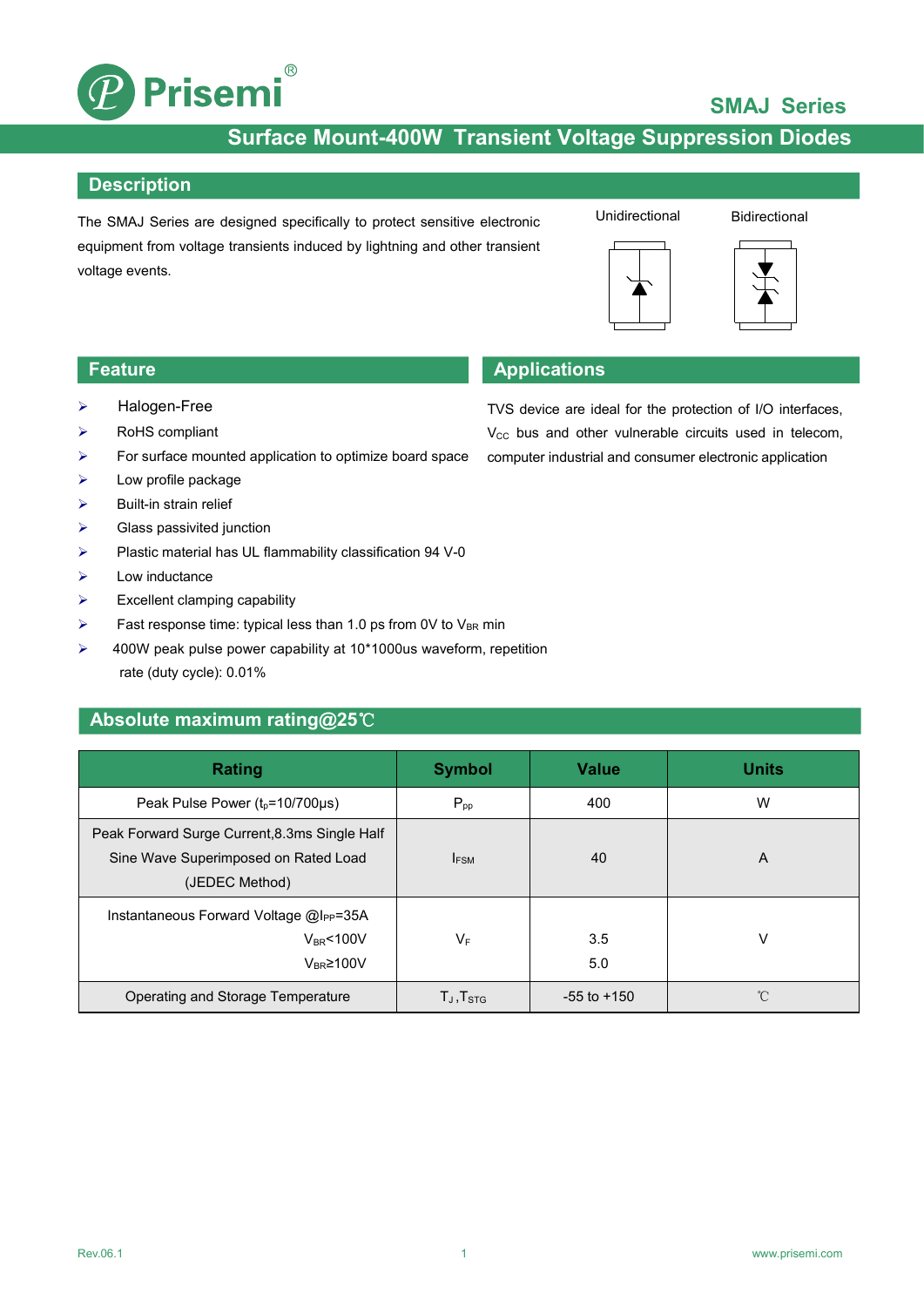# Prisemi

## SMAJ Series

## Surface Mount-400W Transient Voltage Suppression Diodes

### Description

The SMAJ Series are designed specifically to protect sensitive electronic equipment from voltage transients induced by lightning and other transient voltage events.

Unidirectional    Bidirectional

### Feature

- Halogen-Free
- RoHS compliant
- For surface mounted application to optimize board space
- Low profile package
- Built-in strain relief
- Glass passivited junction
- Plastic material has UL flammability classification 94 V-0
- Low inductance
- Excellent clamping capability
- Fast response time: typical less than 1.0 ps from 0V to $V_{BR}$ min
- 400W peak pulse power capability at 10*1000us waveform, repetition rate (duty cycle): 0.01%

### Applications

TVS device are ideal for the protection of I/O interfaces, $V_{CC}$ bus and other vulnerable circuits used in telecom, computer industrial and consumer electronic application

### Absolute maximum rating@25℃

| Rating | Symbol | Value | Units |
|---|---|---|---|
| Peak Pulse Power ($t_p$=10/700μs) | $P_{pp}$ | 400 | W |
| Peak Forward Surge Current,8.3ms Single Half Sine Wave Superimposed on Rated Load (JEDEC Method) | $I_{FSM}$ | 40 | A |
| Instantaneous Forward Voltage @$I_{PP}$=35A<br>$V_{BR}$<100V<br>$V_{BR}$≥100V | $V_F$ | 3.5<br>5.0 | V |
| Operating and Storage Temperature | $T_J$ ,$T_{STG}$ | -55 to +150 | ℃ |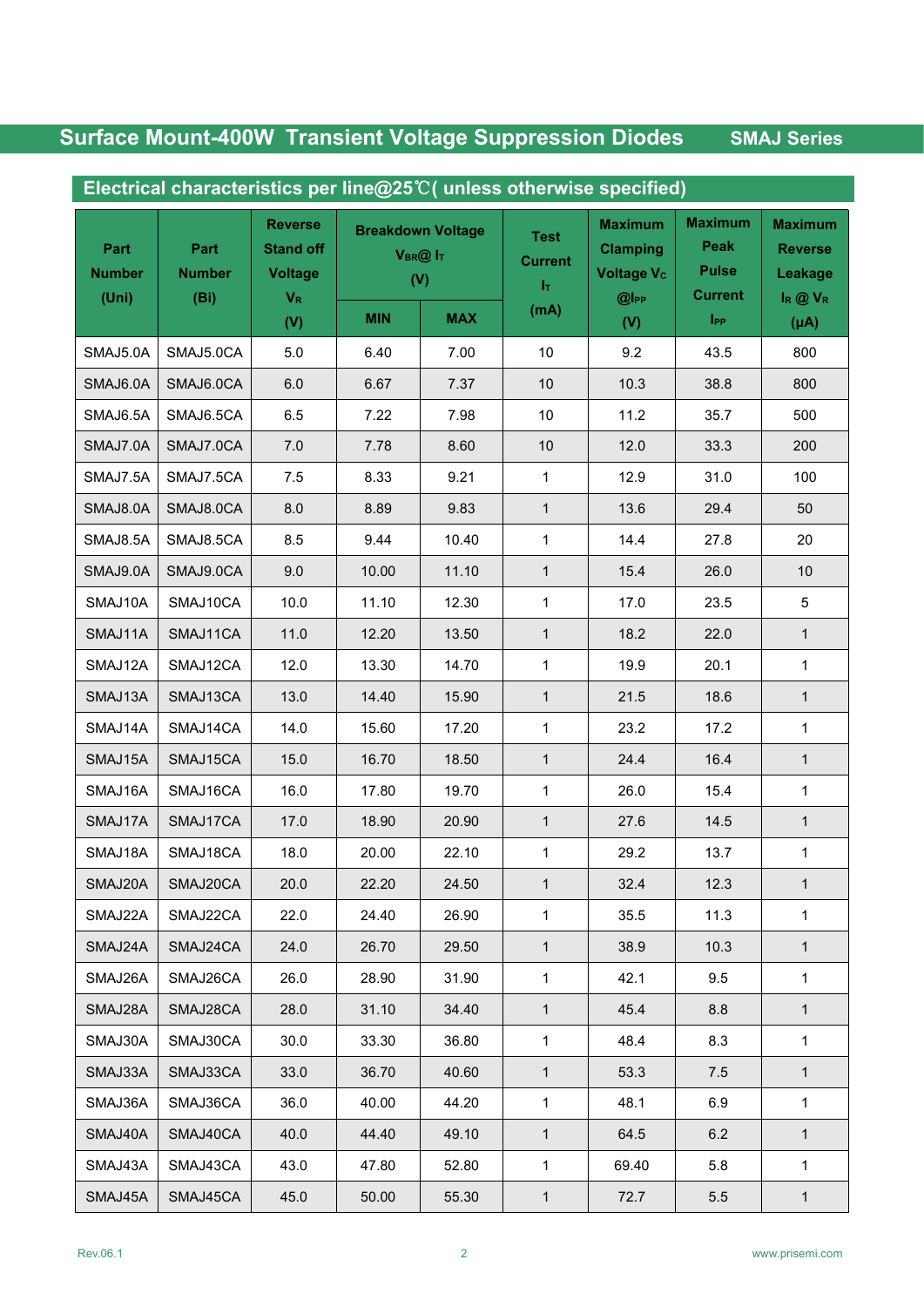## Surface Mount-400W Transient Voltage Suppression Diodes — SMAJ Series

### Electrical characteristics per line@25℃( unless otherwise specified)

| Part Number (Uni) | Part Number (Bi) | Reverse Stand off Voltage $V_R$ (V) | Breakdown Voltage $V_{BR}$@ $I_T$ (V) | | Test Current $I_T$ (mA) | Maximum Clamping Voltage $V_C$ @$I_{PP}$ (V) | Maximum Peak Pulse Current $I_{PP}$ | Maximum Reverse Leakage $I_R$ @ $V_R$ (µA) |
|---|---|---|---|---|---|---|---|---|
| | | | MIN | MAX | | | | |
| SMAJ5.0A | SMAJ5.0CA | 5.0 | 6.40 | 7.00 | 10 | 9.2 | 43.5 | 800 |
| SMAJ6.0A | SMAJ6.0CA | 6.0 | 6.67 | 7.37 | 10 | 10.3 | 38.8 | 800 |
| SMAJ6.5A | SMAJ6.5CA | 6.5 | 7.22 | 7.98 | 10 | 11.2 | 35.7 | 500 |
| SMAJ7.0A | SMAJ7.0CA | 7.0 | 7.78 | 8.60 | 10 | 12.0 | 33.3 | 200 |
| SMAJ7.5A | SMAJ7.5CA | 7.5 | 8.33 | 9.21 | 1 | 12.9 | 31.0 | 100 |
| SMAJ8.0A | SMAJ8.0CA | 8.0 | 8.89 | 9.83 | 1 | 13.6 | 29.4 | 50 |
| SMAJ8.5A | SMAJ8.5CA | 8.5 | 9.44 | 10.40 | 1 | 14.4 | 27.8 | 20 |
| SMAJ9.0A | SMAJ9.0CA | 9.0 | 10.00 | 11.10 | 1 | 15.4 | 26.0 | 10 |
| SMAJ10A | SMAJ10CA | 10.0 | 11.10 | 12.30 | 1 | 17.0 | 23.5 | 5 |
| SMAJ11A | SMAJ11CA | 11.0 | 12.20 | 13.50 | 1 | 18.2 | 22.0 | 1 |
| SMAJ12A | SMAJ12CA | 12.0 | 13.30 | 14.70 | 1 | 19.9 | 20.1 | 1 |
| SMAJ13A | SMAJ13CA | 13.0 | 14.40 | 15.90 | 1 | 21.5 | 18.6 | 1 |
| SMAJ14A | SMAJ14CA | 14.0 | 15.60 | 17.20 | 1 | 23.2 | 17.2 | 1 |
| SMAJ15A | SMAJ15CA | 15.0 | 16.70 | 18.50 | 1 | 24.4 | 16.4 | 1 |
| SMAJ16A | SMAJ16CA | 16.0 | 17.80 | 19.70 | 1 | 26.0 | 15.4 | 1 |
| SMAJ17A | SMAJ17CA | 17.0 | 18.90 | 20.90 | 1 | 27.6 | 14.5 | 1 |
| SMAJ18A | SMAJ18CA | 18.0 | 20.00 | 22.10 | 1 | 29.2 | 13.7 | 1 |
| SMAJ20A | SMAJ20CA | 20.0 | 22.20 | 24.50 | 1 | 32.4 | 12.3 | 1 |
| SMAJ22A | SMAJ22CA | 22.0 | 24.40 | 26.90 | 1 | 35.5 | 11.3 | 1 |
| SMAJ24A | SMAJ24CA | 24.0 | 26.70 | 29.50 | 1 | 38.9 | 10.3 | 1 |
| SMAJ26A | SMAJ26CA | 26.0 | 28.90 | 31.90 | 1 | 42.1 | 9.5 | 1 |
| SMAJ28A | SMAJ28CA | 28.0 | 31.10 | 34.40 | 1 | 45.4 | 8.8 | 1 |
| SMAJ30A | SMAJ30CA | 30.0 | 33.30 | 36.80 | 1 | 48.4 | 8.3 | 1 |
| SMAJ33A | SMAJ33CA | 33.0 | 36.70 | 40.60 | 1 | 53.3 | 7.5 | 1 |
| SMAJ36A | SMAJ36CA | 36.0 | 40.00 | 44.20 | 1 | 48.1 | 6.9 | 1 |
| SMAJ40A | SMAJ40CA | 40.0 | 44.40 | 49.10 | 1 | 64.5 | 6.2 | 1 |
| SMAJ43A | SMAJ43CA | 43.0 | 47.80 | 52.80 | 1 | 69.40 | 5.8 | 1 |
| SMAJ45A | SMAJ45CA | 45.0 | 50.00 | 55.30 | 1 | 72.7 | 5.5 | 1 |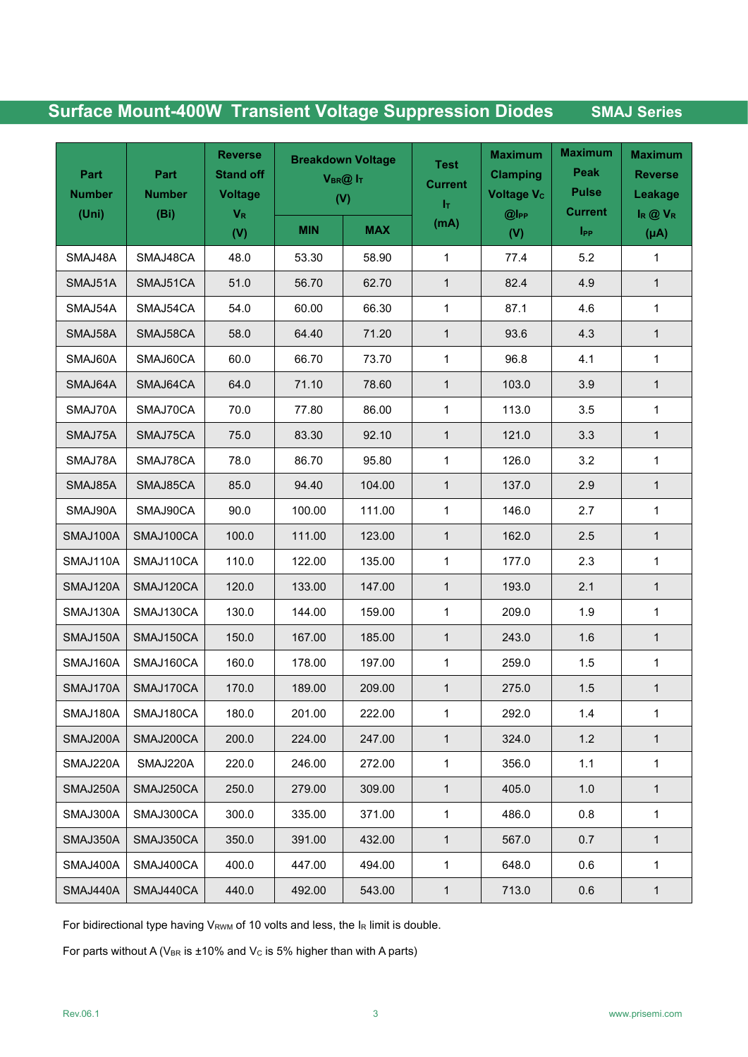## Surface Mount-400W Transient Voltage Suppression Diodes SMAJ Series

| Part Number (Uni) | Part Number (Bi) | Reverse Stand off Voltage $V_R$ (V) | Breakdown Voltage $V_{BR}$@ $I_T$ (V) | | Test Current $I_T$ (mA) | Maximum Clamping Voltage $V_C$ @$I_{PP}$ (V) | Maximum Peak Pulse Current $I_{PP}$ | Maximum Reverse Leakage $I_R$ @ $V_R$ (μA) |
|---|---|---|---|---|---|---|---|---|
| | | | MIN | MAX | | | | |
| SMAJ48A | SMAJ48CA | 48.0 | 53.30 | 58.90 | 1 | 77.4 | 5.2 | 1 |
| SMAJ51A | SMAJ51CA | 51.0 | 56.70 | 62.70 | 1 | 82.4 | 4.9 | 1 |
| SMAJ54A | SMAJ54CA | 54.0 | 60.00 | 66.30 | 1 | 87.1 | 4.6 | 1 |
| SMAJ58A | SMAJ58CA | 58.0 | 64.40 | 71.20 | 1 | 93.6 | 4.3 | 1 |
| SMAJ60A | SMAJ60CA | 60.0 | 66.70 | 73.70 | 1 | 96.8 | 4.1 | 1 |
| SMAJ64A | SMAJ64CA | 64.0 | 71.10 | 78.60 | 1 | 103.0 | 3.9 | 1 |
| SMAJ70A | SMAJ70CA | 70.0 | 77.80 | 86.00 | 1 | 113.0 | 3.5 | 1 |
| SMAJ75A | SMAJ75CA | 75.0 | 83.30 | 92.10 | 1 | 121.0 | 3.3 | 1 |
| SMAJ78A | SMAJ78CA | 78.0 | 86.70 | 95.80 | 1 | 126.0 | 3.2 | 1 |
| SMAJ85A | SMAJ85CA | 85.0 | 94.40 | 104.00 | 1 | 137.0 | 2.9 | 1 |
| SMAJ90A | SMAJ90CA | 90.0 | 100.00 | 111.00 | 1 | 146.0 | 2.7 | 1 |
| SMAJ100A | SMAJ100CA | 100.0 | 111.00 | 123.00 | 1 | 162.0 | 2.5 | 1 |
| SMAJ110A | SMAJ110CA | 110.0 | 122.00 | 135.00 | 1 | 177.0 | 2.3 | 1 |
| SMAJ120A | SMAJ120CA | 120.0 | 133.00 | 147.00 | 1 | 193.0 | 2.1 | 1 |
| SMAJ130A | SMAJ130CA | 130.0 | 144.00 | 159.00 | 1 | 209.0 | 1.9 | 1 |
| SMAJ150A | SMAJ150CA | 150.0 | 167.00 | 185.00 | 1 | 243.0 | 1.6 | 1 |
| SMAJ160A | SMAJ160CA | 160.0 | 178.00 | 197.00 | 1 | 259.0 | 1.5 | 1 |
| SMAJ170A | SMAJ170CA | 170.0 | 189.00 | 209.00 | 1 | 275.0 | 1.5 | 1 |
| SMAJ180A | SMAJ180CA | 180.0 | 201.00 | 222.00 | 1 | 292.0 | 1.4 | 1 |
| SMAJ200A | SMAJ200CA | 200.0 | 224.00 | 247.00 | 1 | 324.0 | 1.2 | 1 |
| SMAJ220A | SMAJ220A | 220.0 | 246.00 | 272.00 | 1 | 356.0 | 1.1 | 1 |
| SMAJ250A | SMAJ250CA | 250.0 | 279.00 | 309.00 | 1 | 405.0 | 1.0 | 1 |
| SMAJ300A | SMAJ300CA | 300.0 | 335.00 | 371.00 | 1 | 486.0 | 0.8 | 1 |
| SMAJ350A | SMAJ350CA | 350.0 | 391.00 | 432.00 | 1 | 567.0 | 0.7 | 1 |
| SMAJ400A | SMAJ400CA | 400.0 | 447.00 | 494.00 | 1 | 648.0 | 0.6 | 1 |
| SMAJ440A | SMAJ440CA | 440.0 | 492.00 | 543.00 | 1 | 713.0 | 0.6 | 1 |

For bidirectional type having $V_{RWM}$ of 10 volts and less, the $I_R$ limit is double.

For parts without A ($V_{BR}$ is ±10% and $V_C$ is 5% higher than with A parts)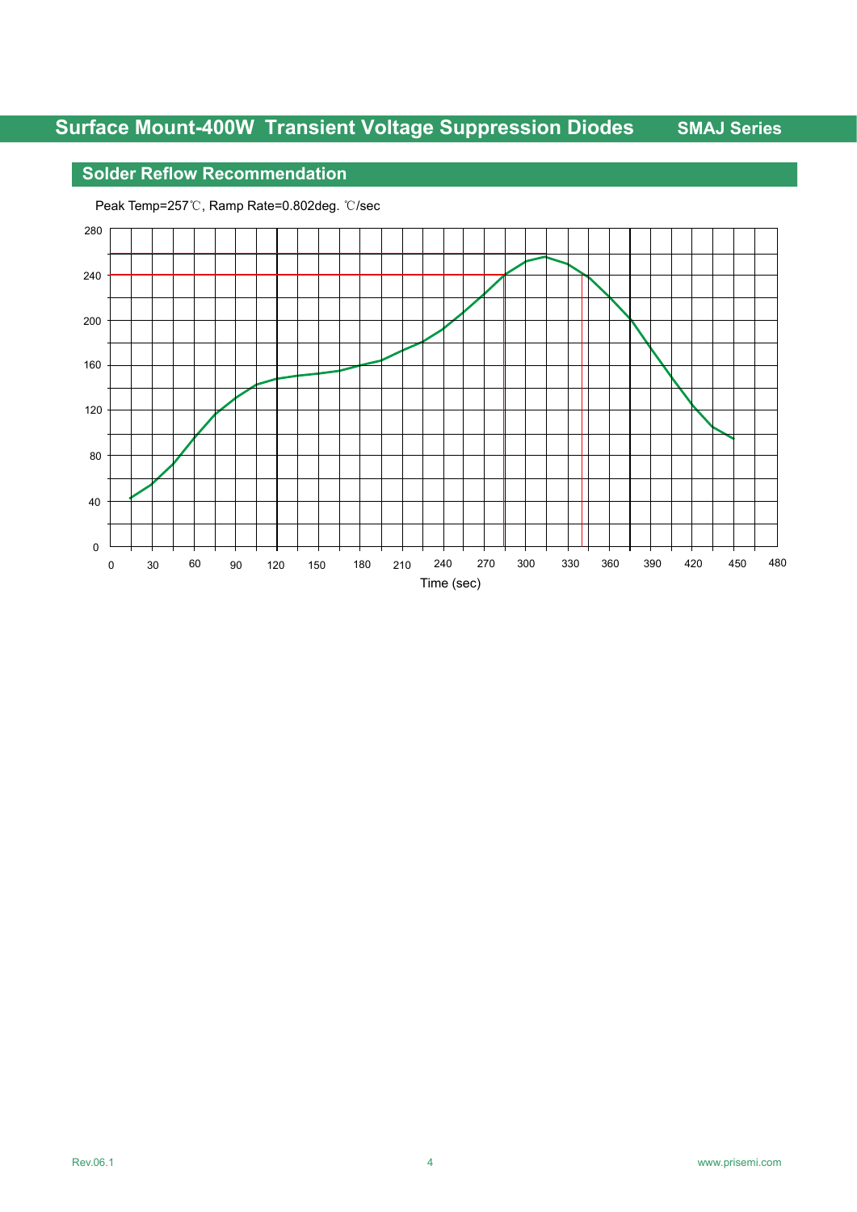## Solder Reflow Recommendation

Peak Temp=257℃, Ramp Rate=0.802deg. ℃/sec

280
240
200
160
120
80
40
0

0 30 60 90 120 150 180 210 240 270 300 330 360 390 420 450 480

Time (sec)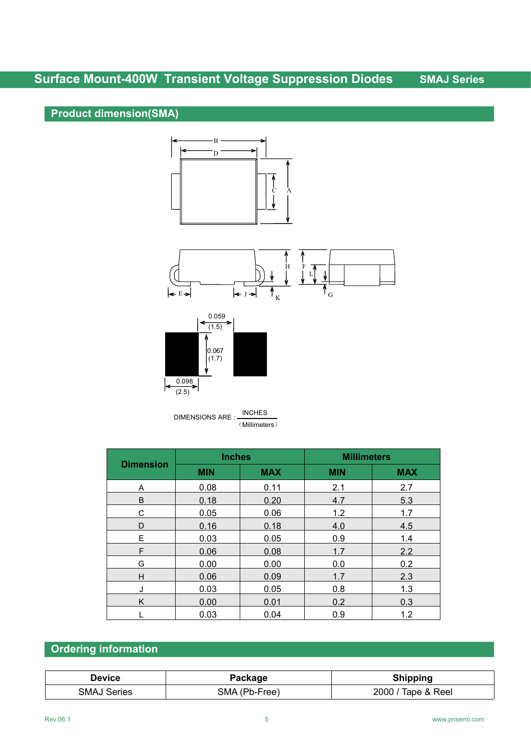## Product dimension(SMA)

0.059
(1.5)

0.067
(1.7)

0.098
(2.5)

DIMENSIONS ARE : INCHES / (Millimeters)

| Dimension | Inches | | Millimeters | |
|---|---|---|---|---|
| | MIN | MAX | MIN | MAX |
| A | 0.08 | 0.11 | 2.1 | 2.7 |
| B | 0.18 | 0.20 | 4.7 | 5.3 |
| C | 0.05 | 0.06 | 1.2 | 1.7 |
| D | 0.16 | 0.18 | 4.0 | 4.5 |
| E | 0.03 | 0.05 | 0.9 | 1.4 |
| F | 0.06 | 0.08 | 1.7 | 2.2 |
| G | 0.00 | 0.00 | 0.0 | 0.2 |
| H | 0.06 | 0.09 | 1.7 | 2.3 |
| J | 0.03 | 0.05 | 0.8 | 1.3 |
| K | 0.00 | 0.01 | 0.2 | 0.3 |
| L | 0.03 | 0.04 | 0.9 | 1.2 |

## Ordering information

| Device | Package | Shipping |
|---|---|---|
| SMAJ Series | SMA (Pb-Free) | 2000 / Tape & Reel |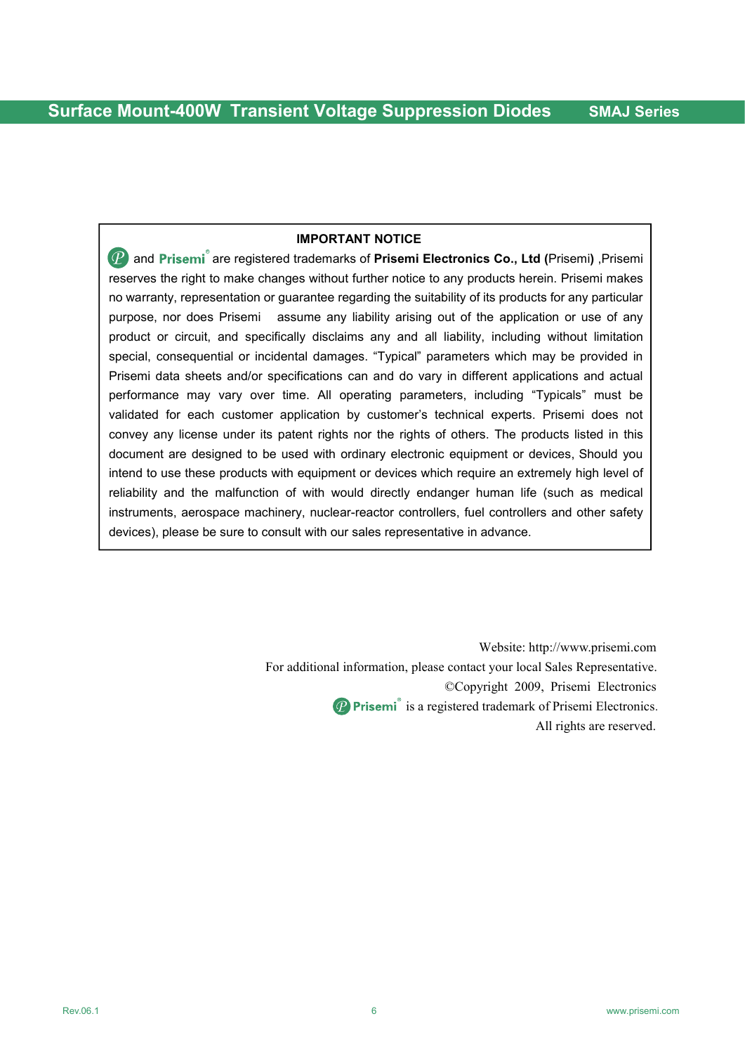## IMPORTANT NOTICE

and **Prisemi**® are registered trademarks of **Prisemi Electronics Co., Ltd (**Prisemi**)** ,Prisemi reserves the right to make changes without further notice to any products herein. Prisemi makes no warranty, representation or guarantee regarding the suitability of its products for any particular purpose, nor does Prisemi assume any liability arising out of the application or use of any product or circuit, and specifically disclaims any and all liability, including without limitation special, consequential or incidental damages. "Typical" parameters which may be provided in Prisemi data sheets and/or specifications can and do vary in different applications and actual performance may vary over time. All operating parameters, including "Typicals" must be validated for each customer application by customer's technical experts. Prisemi does not convey any license under its patent rights nor the rights of others. The products listed in this document are designed to be used with ordinary electronic equipment or devices, Should you intend to use these products with equipment or devices which require an extremely high level of reliability and the malfunction of with would directly endanger human life (such as medical instruments, aerospace machinery, nuclear-reactor controllers, fuel controllers and other safety devices), please be sure to consult with our sales representative in advance.

Website: http://www.prisemi.com
For additional information, please contact your local Sales Representative.
©Copyright 2009, Prisemi Electronics
**Prisemi**® is a registered trademark of Prisemi Electronics.
All rights are reserved.